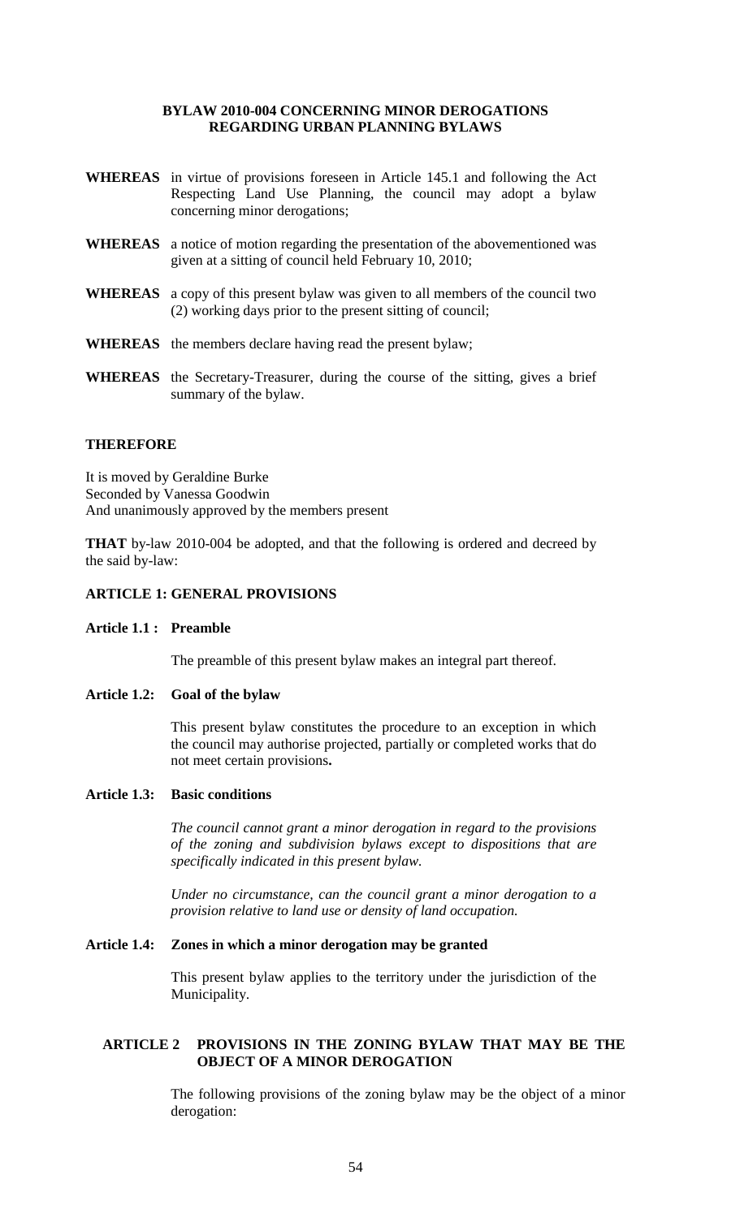# BYLAW 2010-004 CONCERNING MINOR DEROGATIONS REGARDING URBAN PLANNING BYLAWS

**WHEREAS** in virtue of provisions foreseen in Article 145.1 and following the Act Respecting Land Use Planning, the council may adopt a bylaw concerning minor derogations;

**WHEREAS** a notice of motion regarding the presentation of the abovementioned was given at a sitting of council held February 10, 2010;

**WHEREAS** a copy of this present bylaw was given to all members of the council two (2) working days prior to the present sitting of council;

**WHEREAS** the members declare having read the present bylaw;

**WHEREAS** the Secretary-Treasurer, during the course of the sitting, gives a brief summary of the bylaw.

**THEREFORE**

It is moved by Geraldine Burke
Seconded by Vanessa Goodwin
And unanimously approved by the members present

**THAT** by-law 2010-004 be adopted, and that the following is ordered and decreed by the said by-law:

## ARTICLE 1: GENERAL PROVISIONS

### Article 1.1 : Preamble

The preamble of this present bylaw makes an integral part thereof.

### Article 1.2: Goal of the bylaw

This present bylaw constitutes the procedure to an exception in which the council may authorise projected, partially or completed works that do not meet certain provisions**.**

### Article 1.3: Basic conditions

*The council cannot grant a minor derogation in regard to the provisions of the zoning and subdivision bylaws except to dispositions that are specifically indicated in this present bylaw.*

*Under no circumstance, can the council grant a minor derogation to a provision relative to land use or density of land occupation.*

### Article 1.4: Zones in which a minor derogation may be granted

This present bylaw applies to the territory under the jurisdiction of the Municipality.

## ARTICLE 2 PROVISIONS IN THE ZONING BYLAW THAT MAY BE THE OBJECT OF A MINOR DEROGATION

The following provisions of the zoning bylaw may be the object of a minor derogation: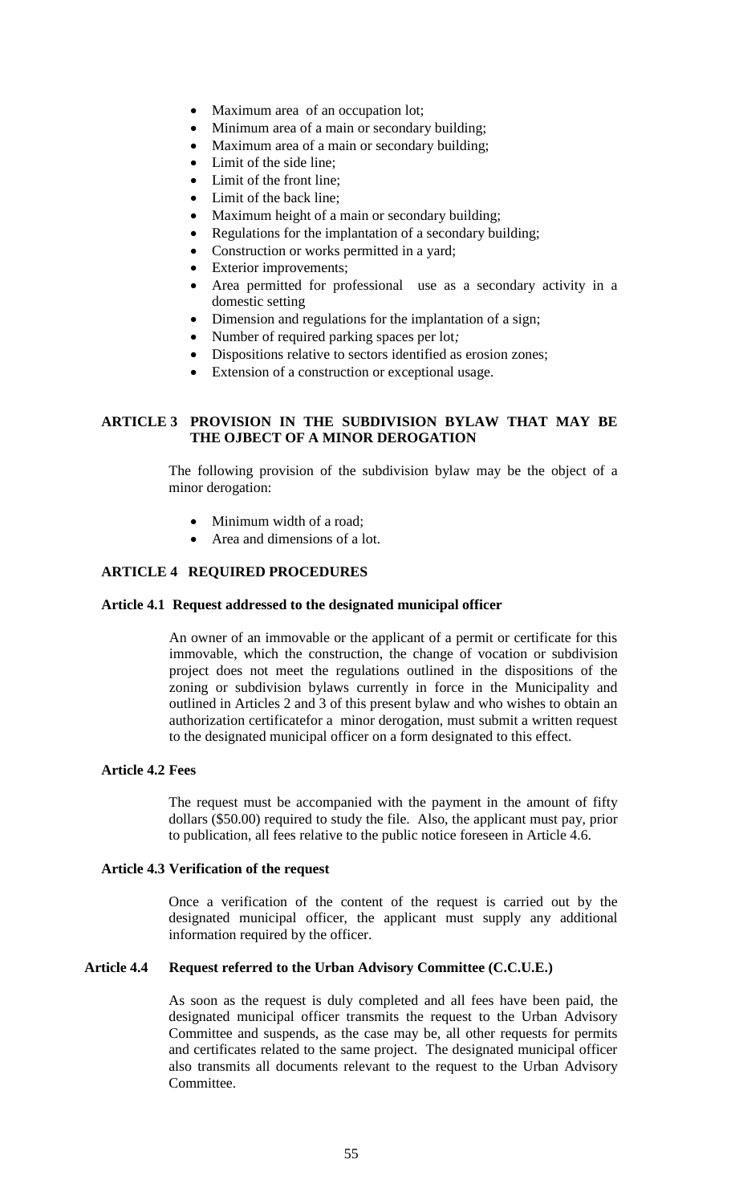- Maximum area of an occupation lot;
- Minimum area of a main or secondary building;
- Maximum area of a main or secondary building;
- Limit of the side line;
- Limit of the front line;
- Limit of the back line;
- Maximum height of a main or secondary building;
- Regulations for the implantation of a secondary building;
- Construction or works permitted in a yard;
- Exterior improvements;
- Area permitted for professional use as a secondary activity in a domestic setting
- Dimension and regulations for the implantation of a sign;
- Number of required parking spaces per lot;
- Dispositions relative to sectors identified as erosion zones;
- Extension of a construction or exceptional usage.

## ARTICLE 3 PROVISION IN THE SUBDIVISION BYLAW THAT MAY BE THE OJBECT OF A MINOR DEROGATION

The following provision of the subdivision bylaw may be the object of a minor derogation:

- Minimum width of a road;
- Area and dimensions of a lot.

## ARTICLE 4 REQUIRED PROCEDURES

### Article 4.1 Request addressed to the designated municipal officer

An owner of an immovable or the applicant of a permit or certificate for this immovable, which the construction, the change of vocation or subdivision project does not meet the regulations outlined in the dispositions of the zoning or subdivision bylaws currently in force in the Municipality and outlined in Articles 2 and 3 of this present bylaw and who wishes to obtain an authorization certificatefor a minor derogation, must submit a written request to the designated municipal officer on a form designated to this effect.

### Article 4.2 Fees

The request must be accompanied with the payment in the amount of fifty dollars ($50.00) required to study the file. Also, the applicant must pay, prior to publication, all fees relative to the public notice foreseen in Article 4.6.

### Article 4.3 Verification of the request

Once a verification of the content of the request is carried out by the designated municipal officer, the applicant must supply any additional information required by the officer.

### Article 4.4 Request referred to the Urban Advisory Committee (C.C.U.E.)

As soon as the request is duly completed and all fees have been paid, the designated municipal officer transmits the request to the Urban Advisory Committee and suspends, as the case may be, all other requests for permits and certificates related to the same project. The designated municipal officer also transmits all documents relevant to the request to the Urban Advisory Committee.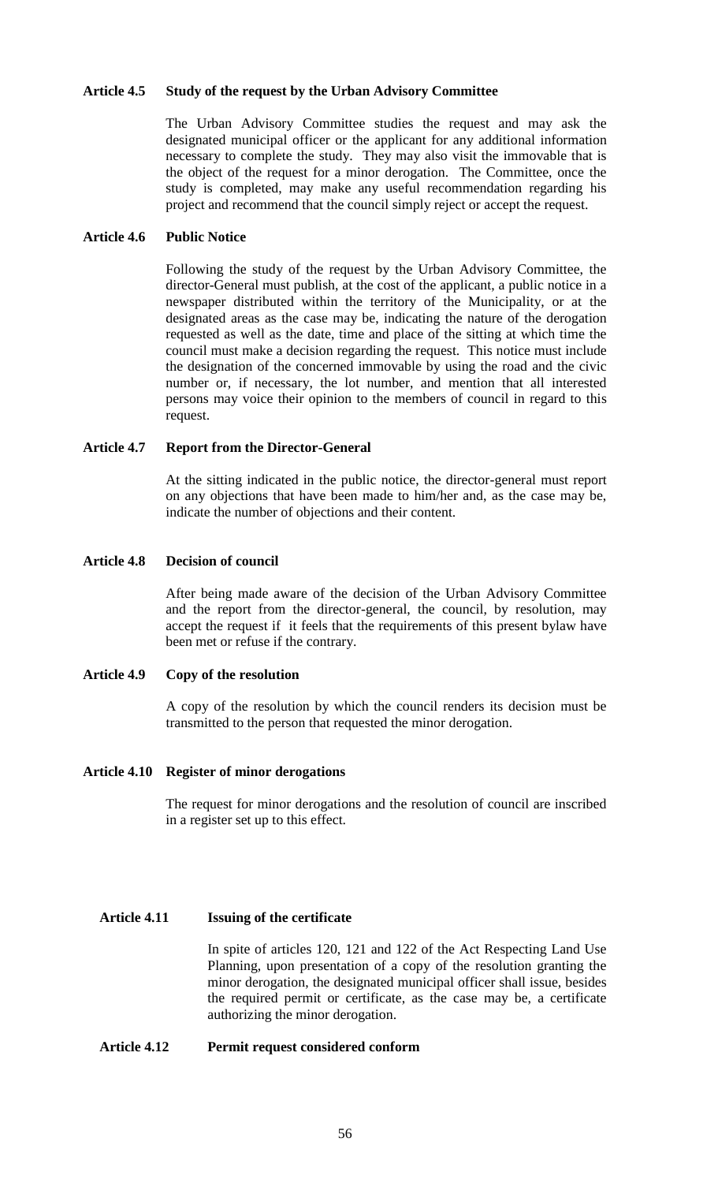**Article 4.5 Study of the request by the Urban Advisory Committee**

The Urban Advisory Committee studies the request and may ask the designated municipal officer or the applicant for any additional information necessary to complete the study. They may also visit the immovable that is the object of the request for a minor derogation. The Committee, once the study is completed, may make any useful recommendation regarding his project and recommend that the council simply reject or accept the request.

**Article 4.6 Public Notice**

Following the study of the request by the Urban Advisory Committee, the director-General must publish, at the cost of the applicant, a public notice in a newspaper distributed within the territory of the Municipality, or at the designated areas as the case may be, indicating the nature of the derogation requested as well as the date, time and place of the sitting at which time the council must make a decision regarding the request. This notice must include the designation of the concerned immovable by using the road and the civic number or, if necessary, the lot number, and mention that all interested persons may voice their opinion to the members of council in regard to this request.

**Article 4.7 Report from the Director-General**

At the sitting indicated in the public notice, the director-general must report on any objections that have been made to him/her and, as the case may be, indicate the number of objections and their content.

**Article 4.8 Decision of council**

After being made aware of the decision of the Urban Advisory Committee and the report from the director-general, the council, by resolution, may accept the request if it feels that the requirements of this present bylaw have been met or refuse if the contrary.

**Article 4.9 Copy of the resolution**

A copy of the resolution by which the council renders its decision must be transmitted to the person that requested the minor derogation.

**Article 4.10 Register of minor derogations**

The request for minor derogations and the resolution of council are inscribed in a register set up to this effect.

**Article 4.11 Issuing of the certificate**

In spite of articles 120, 121 and 122 of the Act Respecting Land Use Planning, upon presentation of a copy of the resolution granting the minor derogation, the designated municipal officer shall issue, besides the required permit or certificate, as the case may be, a certificate authorizing the minor derogation.

**Article 4.12 Permit request considered conform**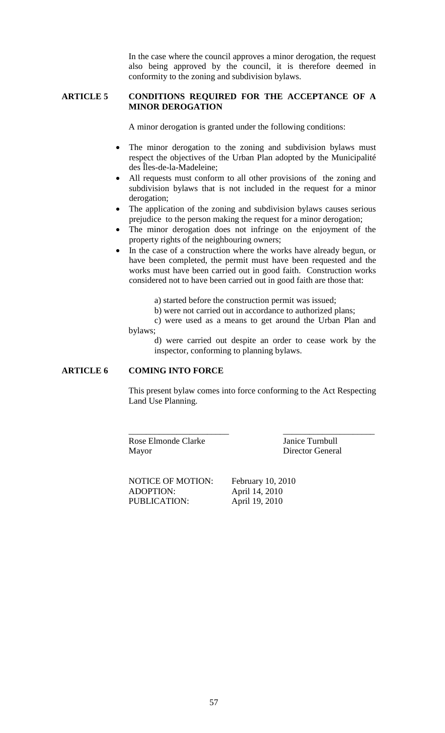In the case where the council approves a minor derogation, the request also being approved by the council, it is therefore deemed in conformity to the zoning and subdivision bylaws.

## ARTICLE 5 CONDITIONS REQUIRED FOR THE ACCEPTANCE OF A MINOR DEROGATION

A minor derogation is granted under the following conditions:

- The minor derogation to the zoning and subdivision bylaws must respect the objectives of the Urban Plan adopted by the Municipalité des Îles-de-la-Madeleine;
- All requests must conform to all other provisions of the zoning and subdivision bylaws that is not included in the request for a minor derogation;
- The application of the zoning and subdivision bylaws causes serious prejudice to the person making the request for a minor derogation;
- The minor derogation does not infringe on the enjoyment of the property rights of the neighbouring owners;
- In the case of a construction where the works have already begun, or have been completed, the permit must have been requested and the works must have been carried out in good faith. Construction works considered not to have been carried out in good faith are those that:

  a) started before the construction permit was issued;

  b) were not carried out in accordance to authorized plans;

  c) were used as a means to get around the Urban Plan and bylaws;

  d) were carried out despite an order to cease work by the inspector, conforming to planning bylaws.

## ARTICLE 6 COMING INTO FORCE

This present bylaw comes into force conforming to the Act Respecting Land Use Planning.

_______________________ _____________________

Rose Elmonde Clarke — Mayor

Janice Turnbull — Director General

NOTICE OF MOTION: February 10, 2010
ADOPTION: April 14, 2010
PUBLICATION: April 19, 2010